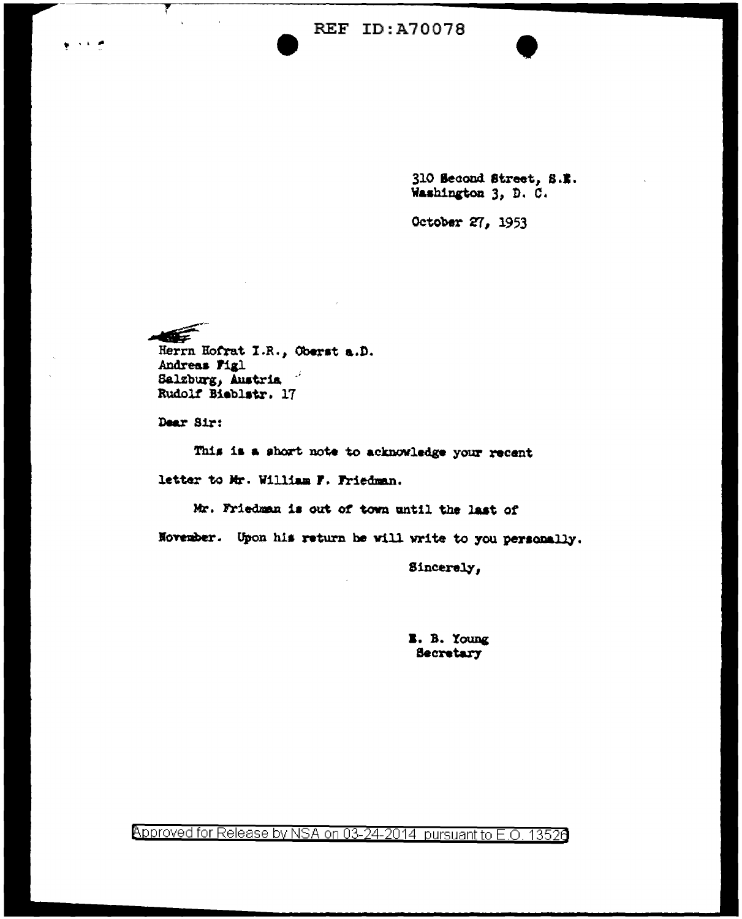310 Second Street, S.E.
Washington 3, D. C.

October 27, 1953

Herrn Hofrat I.R., Oberst a.D.
Andreas Figl
Salzburg, Austria
Rudolf Bieblstr. 17

Dear Sir:

This is a short note to acknowledge your recent letter to Mr. William F. Friedman.

Mr. Friedman is out of town until the last of November. Upon his return he will write to you personally.

Sincerely,

E. B. Young
Secretary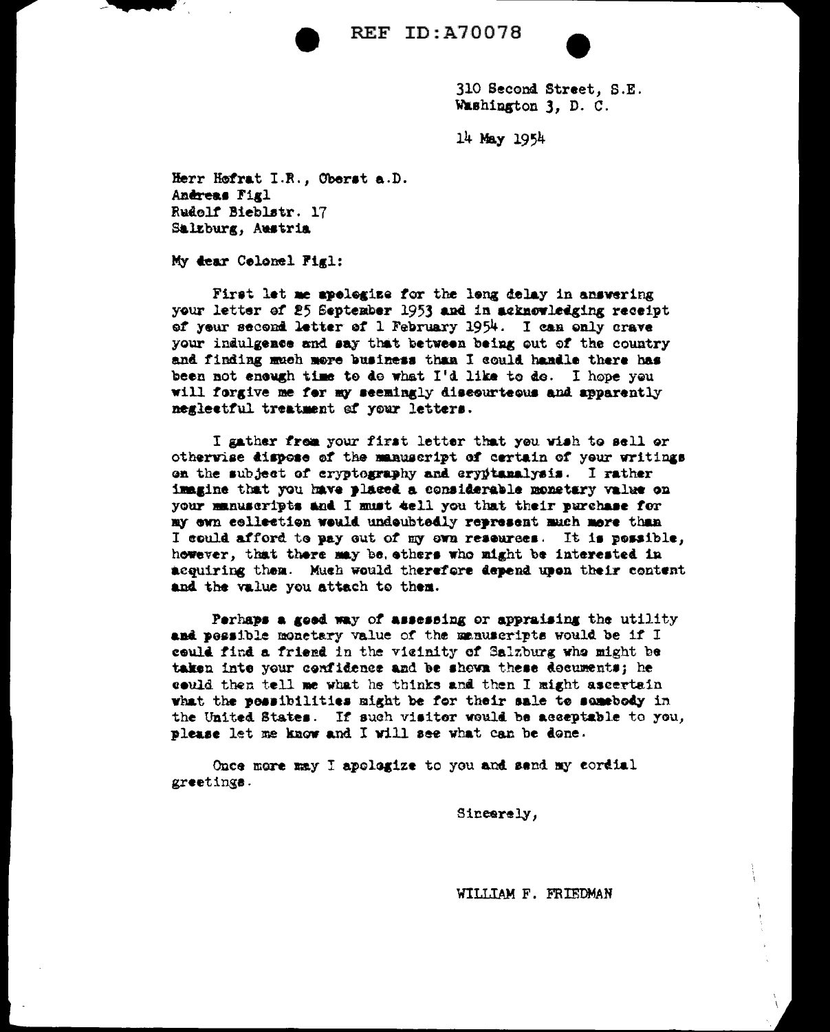REF ID:A70078

310 Second Street, S.E.
Washington 3, D. C.

14 May 1954

Herr Hofrat I.R., Oberst a.D.
Andreas Figl
Rudolf Bieblstr. 17
Salzburg, Austria

My dear Colonel Figl:

First let me apologize for the long delay in answering your letter of 25 September 1953 and in acknowledging receipt of your second letter of 1 February 1954. I can only crave your indulgence and say that between being out of the country and finding much more business than I could handle there has been not enough time to do what I'd like to do. I hope you will forgive me for my seemingly discourteous and apparently neglectful treatment of your letters.

I gather from your first letter that you wish to sell or otherwise dispose of the manuscript of certain of your writings on the subject of cryptography and cryptanalysis. I rather imagine that you have placed a considerable monetary value on your manuscripts and I must tell you that their purchase for my own collection would undoubtedly represent much more than I could afford to pay out of my own resources. It is possible, however, that there may be others who might be interested in acquiring them. Much would therefore depend upon their content and the value you attach to them.

Perhaps a good way of assessing or appraising the utility and possible monetary value of the manuscripts would be if I could find a friend in the vicinity of Salzburg who might be taken into your confidence and be shown these documents; he could then tell me what he thinks and then I might ascertain what the possibilities might be for their sale to somebody in the United States. If such visitor would be acceptable to you, please let me know and I will see what can be done.

Once more may I apologize to you and send my cordial greetings.

Sincerely,

WILLIAM F. FRIEDMAN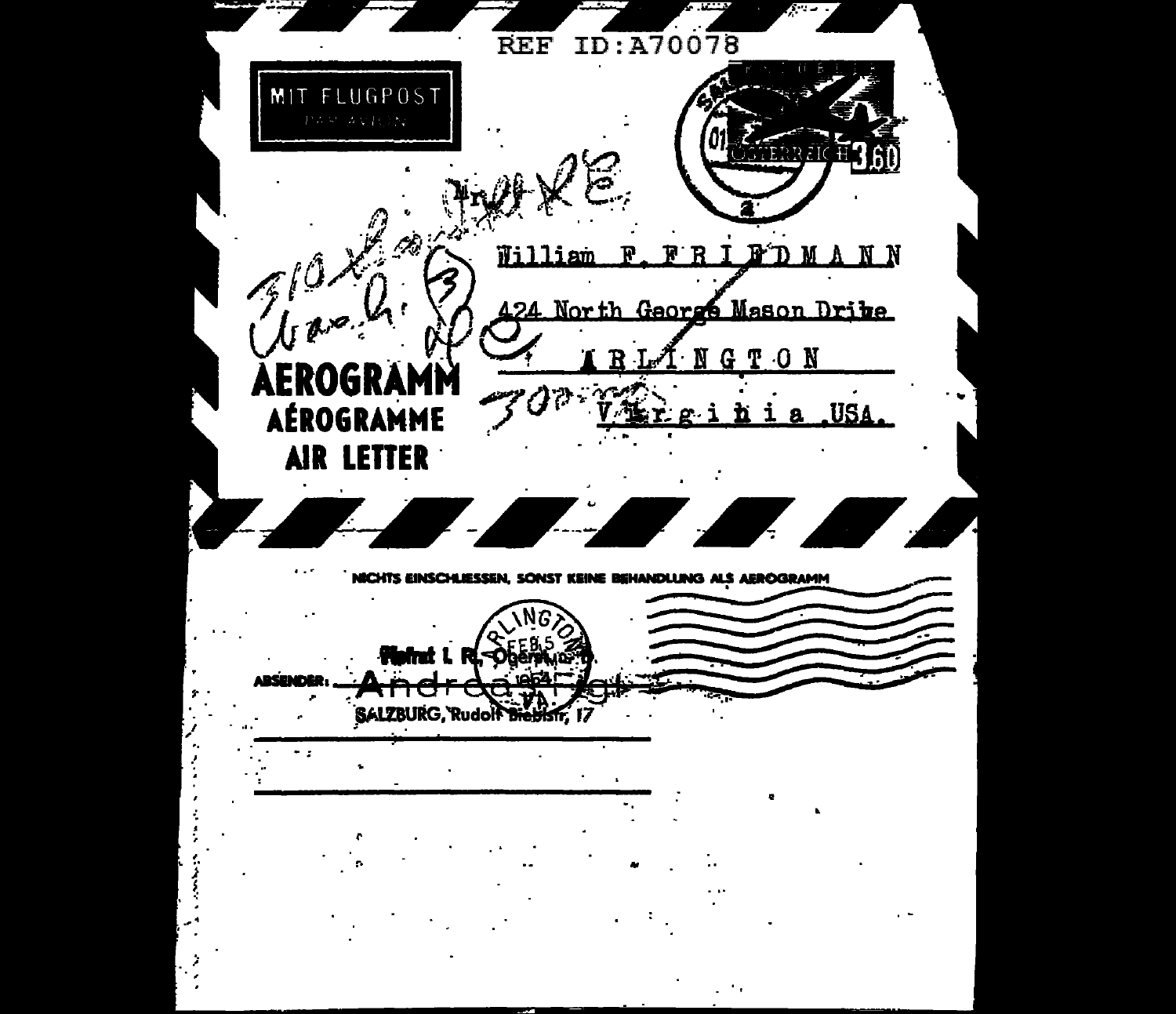REF ID:A70078

MIT FLUGPOST

PAR AVION

ÖSTERREICH 3.60

Mr.

William F. FRIEDMANN

424 North George Mason Drive

ARLINGTON

Virginia USA.

**AEROGRAMM**

**AÉROGRAMME**

**AIR LETTER**

NICHTS EINSCHLIESSEN, SONST KEINE BEHANDLUNG ALS AEROGRAMM

ARLINGTON FEB 5 1954 VA.

ABSENDER: Hofrat I. R. Oberst Andreas Figl

SALZBURG, Rudolf Biebelstr. 17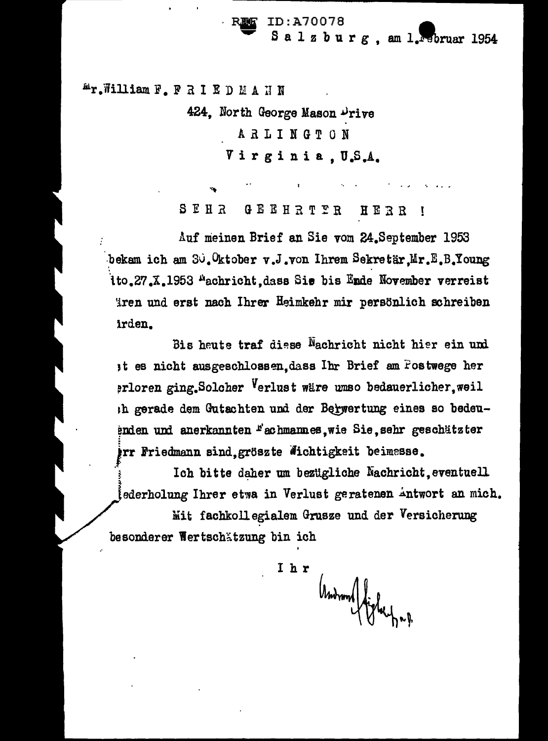REF ID:A70078

Salzburg, am 1. Februar 1954

Mr. William F. FRIEDMANN

424, North George Mason Drive

ARLINGTON

Virginia, U.S.A.

SEHR GEEHRTER HERR!

Auf meinen Brief an Sie vom 24. September 1953 bekam ich am 30. Oktober v.J. von Ihrem Sekretär, Mr. E.B. Young dto. 27.X.1953 Nachricht, dass Sie bis Ende November verreist wären und erst nach Ihrer Heimkehr mir persönlich schreiben würden.

Bis heute traf diese Nachricht nicht hier ein und ist es nicht ausgeschlossen, dass Ihr Brief am Postwege her verloren ging. Solcher Verlust wäre umso bedauerlicher, weil ich gerade dem Gutachten und der Bewertung eines so bedeutenden und anerkannten Fachmannes, wie Sie, sehr geschätzter Herr Friedmann sind, gröszte Wichtigkeit beimesse.

Ich bitte daher um bezügliche Nachricht, eventuell Wiederholung Ihrer etwa in Verlust geratenen Antwort an mich.

Mit fachkollegialem Grusze und der Versicherung besonderer Wertschätzung bin ich

Ihr

Andreas Figl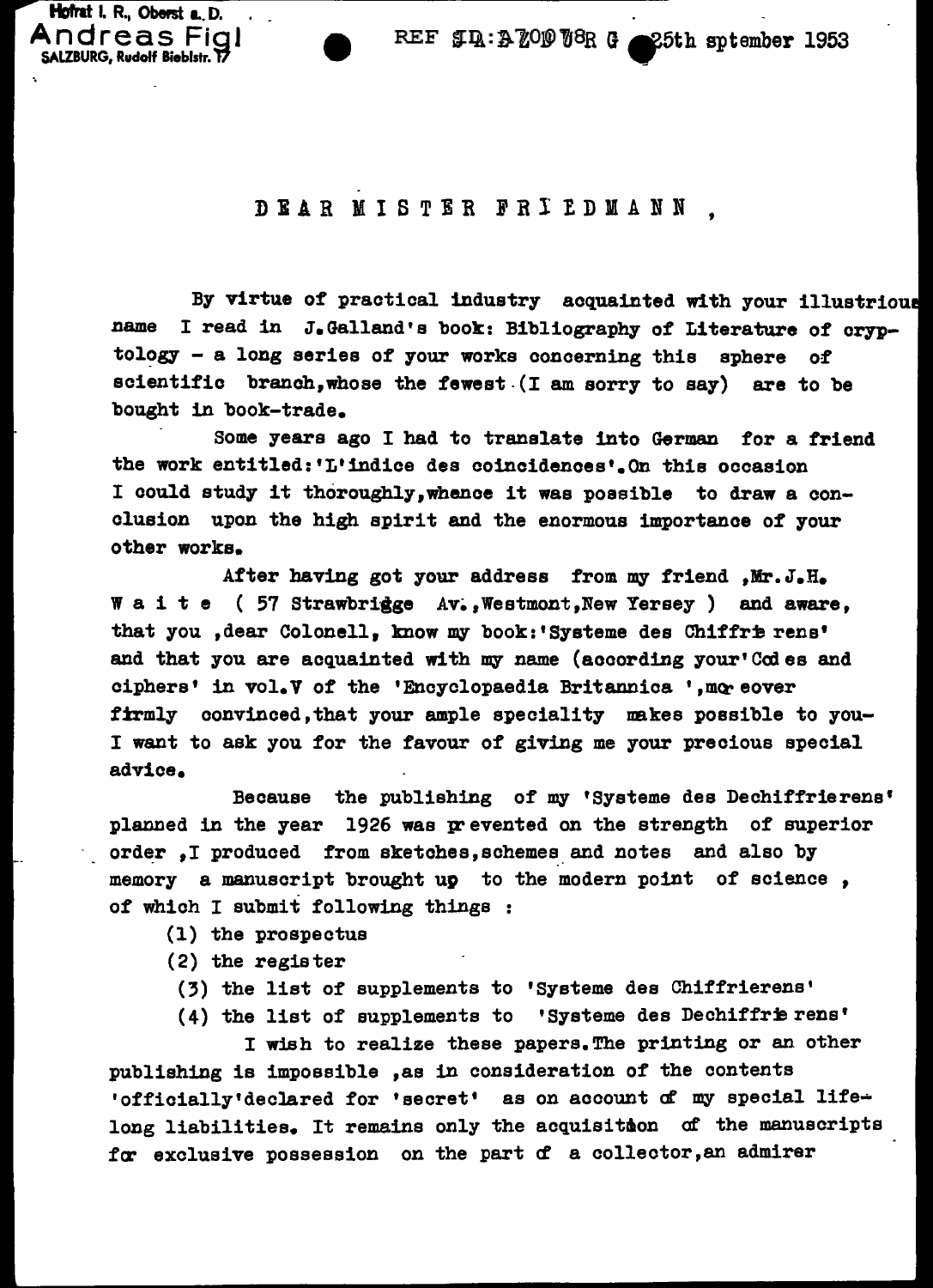Hofrat I. R., Oberst a. D.
**Andreas Figl**
SALZBURG, Rudolf Bieblstr. 17

REF SID:A70978R G 25th sptember 1953

DEAR MISTER FRIEDMANN ,

By virtue of practical industry acquainted with your illustrious name I read in J.Galland's book: Bibliography of Literature of cryptology - a long series of your works concerning this sphere of scientific branch,whose the fewest (I am sorry to say) are to be bought in book-trade.

Some years ago I had to translate into German for a friend the work entitled:'L'indice des coincidences'.On this occasion I could study it thoroughly,whence it was possible to draw a conclusion upon the high spirit and the enormous importance of your other works.

After having got your address from my friend ,Mr.J.H. W a i t e ( 57 Strawbridge Av.,Westmont,New Yersey ) and aware, that you ,dear Colonell, know my book:'Systeme des Chiffrierens' and that you are acquainted with my name (according your'Codes and ciphers' in vol.V of the 'Encyclopaedia Britannica ',moreover firmly convinced,that your ample speciality makes possible to you- I want to ask you for the favour of giving me your precious special advice.

Because the publishing of my 'Systeme des Dechiffrierens' planned in the year 1926 was prevented on the strength of superior order ,I produced from sketches,schemes and notes and also by memory a manuscript brought up to the modern point of science , of which I submit following things :

(1) the prospectus
(2) the register
(3) the list of supplements to 'Systeme des Chiffrierens'
(4) the list of supplements to 'Systeme des Dechiffrierens'

I wish to realize these papers.The printing or an other publishing is impossible ,as in consideration of the contents 'officially'declared for 'secret' as on account of my special life-long liabilities. It remains only the acquisition of the manuscripts for exclusive possession on the part of a collector,an admirer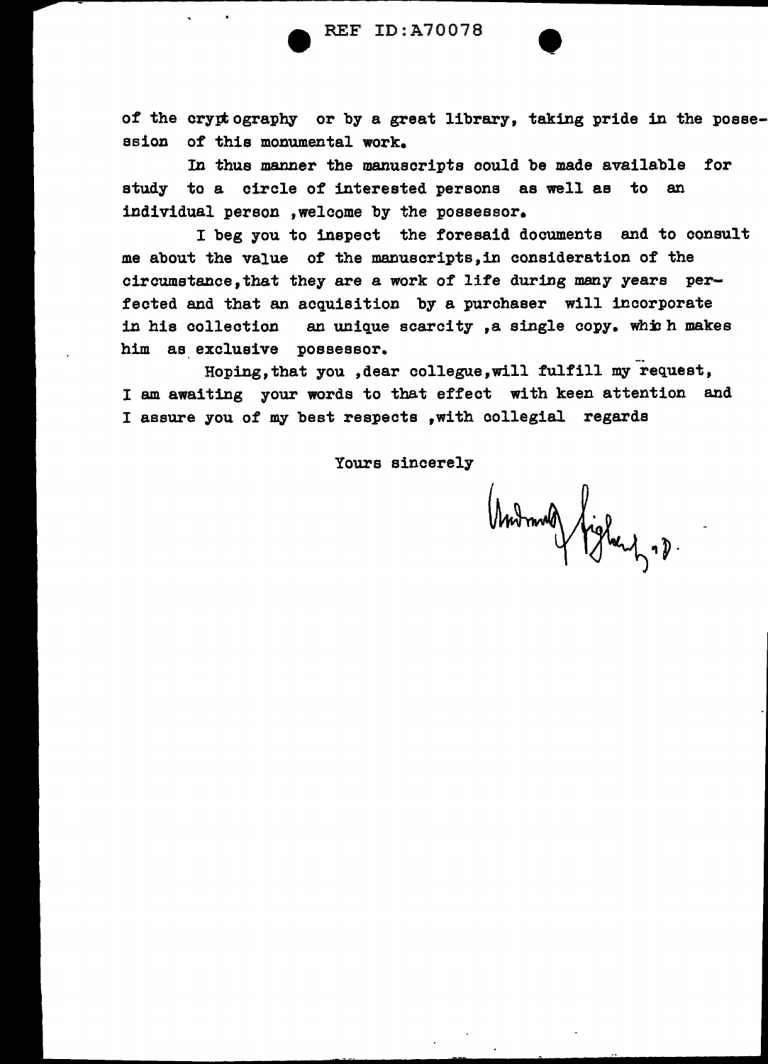of the cryptography or by a great library, taking pride in the possession of this monumental work.

In thus manner the manuscripts could be made available for study to a circle of interested persons as well as to an individual person ,welcome by the possessor.

I beg you to inspect the foresaid documents and to consult me about the value of the manuscripts,in consideration of the circumstance,that they are a work of life during many years perfected and that an acquisition by a purchaser will incorporate in his collection an unique scarcity ,a single copy. which makes him as exclusive possessor.

Hoping,that you ,dear collegue,will fulfill my request, I am awaiting your words to that effect with keen attention and I assure you of my best respects ,with collegial regards

Yours sincerely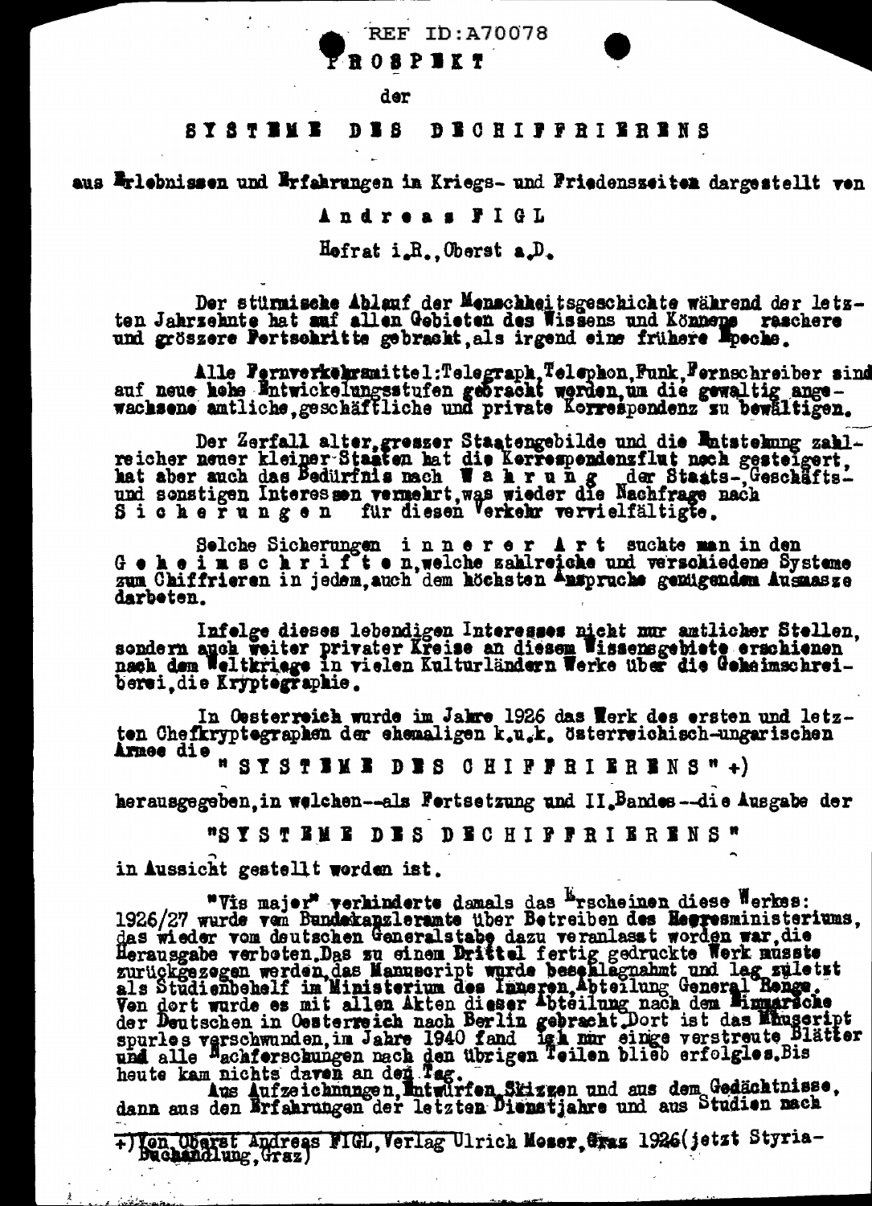REF ID:A70078

# PROSPEKT

der

## SYSTEME DES DECHIFFRIERENS

aus Erlebnissen und Erfahrungen in Kriegs- und Friedenszeiten dargestellt von

**Andreas FIGL**

Hofrat i.R., Oberst a.D.

Der stürmische Ablauf der Menschheitsgeschichte während der letzten Jahrzehnte hat auf allen Gebieten des Wissens und Könnens raschere und grössere Fortschritte gebracht, als irgend eine frühere Epoche.

Alle Fernverkehrsmittel: Telegraph, Telephon, Funk, Fernschreiber sind auf neue hohe Entwickelungsstufen gebracht worden, um die gewaltig angewachsene amtliche, geschäftliche und private Korrespondenz zu bewältigen.

Der Zerfall alter, grosser Staatengebilde und die Entstehung zahlreicher neuer kleiner Staaten hat die Korrespondenzflut noch gesteigert, hat aber auch das Bedürfnis nach W a h r u n g der Staats-, Geschäfts- und sonstigen Interessen vermehrt, was wieder die Nachfrage nach S i c h e r u n g e n für diesen Verkehr vervielfältigte.

Solche Sicherungen i n n e r e r A r t suchte man in den G e h e i m s c h r i f t e n, welche zahlreiche und verschiedene Systeme zum Chiffrieren in jedem, auch dem höchsten Anspruche genügendem Ausmasze darboten.

Infolge dieses lebendigen Interesses nicht nur amtlicher Stellen, sondern auch weiter privater Kreise an diesem Wissensgebiete erschienen nach dem Weltkriege in vielen Kulturländern Werke über die Geheimschreiberei, die Kryptographie.

In Oesterreich wurde im Jahre 1926 das Werk des ersten und letzten Chefkryptographen der ehemaligen k.u.k. österreichisch-ungarischen Armee die

"SYSTEME DES CHIFFRIERENS" +)

herausgegeben, in welchen--als Fortsetzung und II. Bandes--die Ausgabe der

"SYSTEME DES DECHIFFRIERENS"

in Aussicht gestellt worden ist.

"Vis major" verhinderte damals das Erscheinen dieses Werkes: 1926/27 wurde vom Bundeskanzleramte über Betreiben des Heeresministeriums, das wieder vom deutschen Generalstabe dazu veranlasst worden war, die Herausgabe verboten. Das zu einem Drittel fertig gedruckte Werk musste zurückgezogen werden, das Manuscript wurde beschlagnahmt und lag zuletzt als Studienbehelf im Ministerium des Inneren, Abteilung General Renge. Von dort wurde es mit allen Akten dieser Abteilung nach dem Einmarsche der Deutschen in Oesterreich nach Berlin gebracht. Dort ist das Manuscript spurlos verschwunden, im Jahre 1940 fand ich nur einige verstreute Blätter und alle Nachforschungen nach den übrigen Teilen blieb erfolglos. Bis heute kam nichts davon an den Tag.

Aus Aufzeichnungen, Entwürfen, Skizzen und aus dem Gedächtnisse, dann aus den Erfahrungen der letzten Dienstjahre und aus Studien nach

+) Von Oberst Andreas FIGL, Verlag Ulrich Moser, Graz 1926 (jetzt Styria-Buchhandlung, Graz)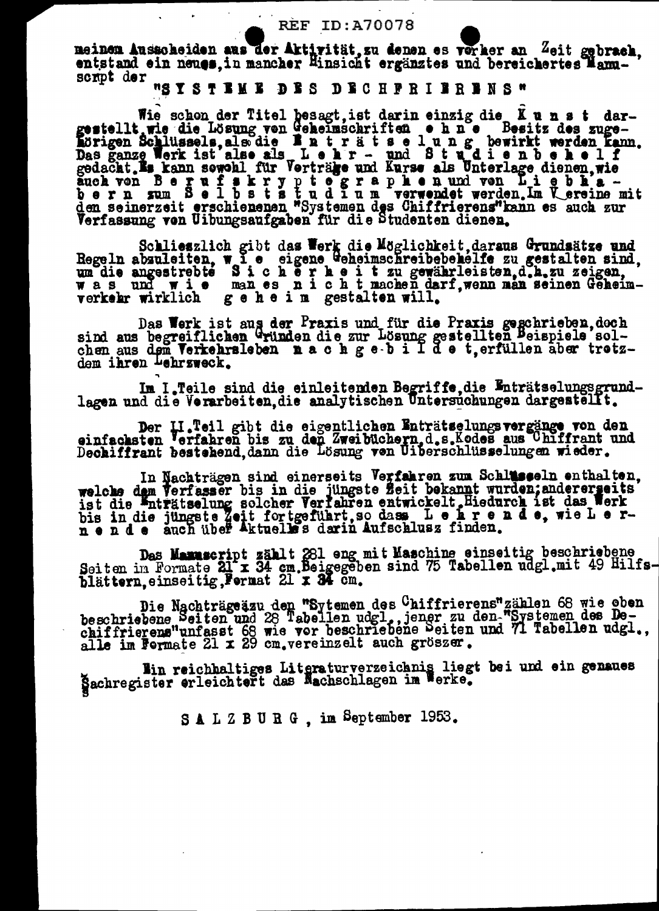meinem Ausscheiden aus der Aktivität, zu denen es vorher an Zeit gebrach, entstand ein neues, in mancher Hinsicht ergänztes und bereichertes Manuscript der

"SYSTEME DES DECHIFFRIERENS"

Wie schon der Titel besagt, ist darin einzig die K u n s t dargestellt, wie die Lösung von Geheimschriften o h n e Besitz des zugehörigen Schlüssels, als die E n t r ä t s e l u n g bewirkt werden kann. Das ganze Werk ist also als L e h r - und S t u d i e n b e h e l f gedacht. Es kann sowohl für Verträge und Kurse als Unterlage dienen, wie auch von B e r u f s k r y p t o g r a p h e n und von L i e b h a b e r n zum S e l b s t s t u d i u m verwendet werden. Im Vereine mit den seinerzeit erschienenen "Systemen des Chiffrierens" kann es auch zur Verfassung von Uibungsaufgaben für die Studenten dienen.

Schliesslich gibt das Werk die Möglichkeit, daraus Grundsätze und Regeln abzuleiten, w i e eigene Geheimschreibebehelfe zu gestalten sind, um die angestrebte S i c h e r h e i t zu gewährleisten, d.h. zu zeigen, w a s und w i e man es n i c h t machen darf, wenn man seinen Geheimverkehr wirklich g e h e i m gestalten will.

Das Werk ist aus der Praxis und für die Praxis geschrieben, doch sind aus begreiflichen Gründen die zur Lösung gestellten Beispiele solchen aus dem Verkehrsleben n a c h g e b i l d e t, erfüllen aber trotzdem ihren Lehrzweck.

Im I. Teile sind die einleitenden Begriffe, die Enträtselungsgrundlagen und die Verarbeiten, die analytischen Untersuchungen dargestellt.

Der II. Teil gibt die eigentlichen Enträtselungsvorgänge von den einfachsten Verfahren bis zu den Zweibüchern, d.s. Kodes aus Chiffrant und Dechiffrant bestehend, dann die Lösung von Uiberschlüsselungen wieder.

In Nachträgen sind einerseits Verfahren zum Schlüsseln enthalten, welche dem Verfasser bis in die jüngste Zeit bekannt wurden; andererseits ist die Enträtselung solcher Verfahren entwickelt. Hiedurch ist das Werk bis in die jüngste Zeit fortgeführt, so dass L e h r e n d e, wie L e r n e n d e auch über Aktuelles darin Aufschlusz finden.

Das Manuscript zählt 281 eng mit Maschine einseitig beschriebene Seiten im Formate 21 x 34 cm. Beigegeben sind 75 Tabellen udgl. mit 49 Hilfsblättern, einseitig, Format 21 x 34 cm.

Die Nachträge zu den "Sytemen des Chiffrierens" zählen 68 wie oben beschriebene Seiten und 28 Tabellen udgl., jener zu den "Systemen des Dechiffrierens" unfasst 68 wie vor beschriebene Seiten und 71 Tabellen udgl., alle im Formate 21 x 29 cm, vereinzelt auch grösser.

Ein reichhaltiges Literaturverzeichnis liegt bei und ein genaues Sachregister erleichtert das Nachschlagen im Werke.

S A L Z B U R G , im September 1953.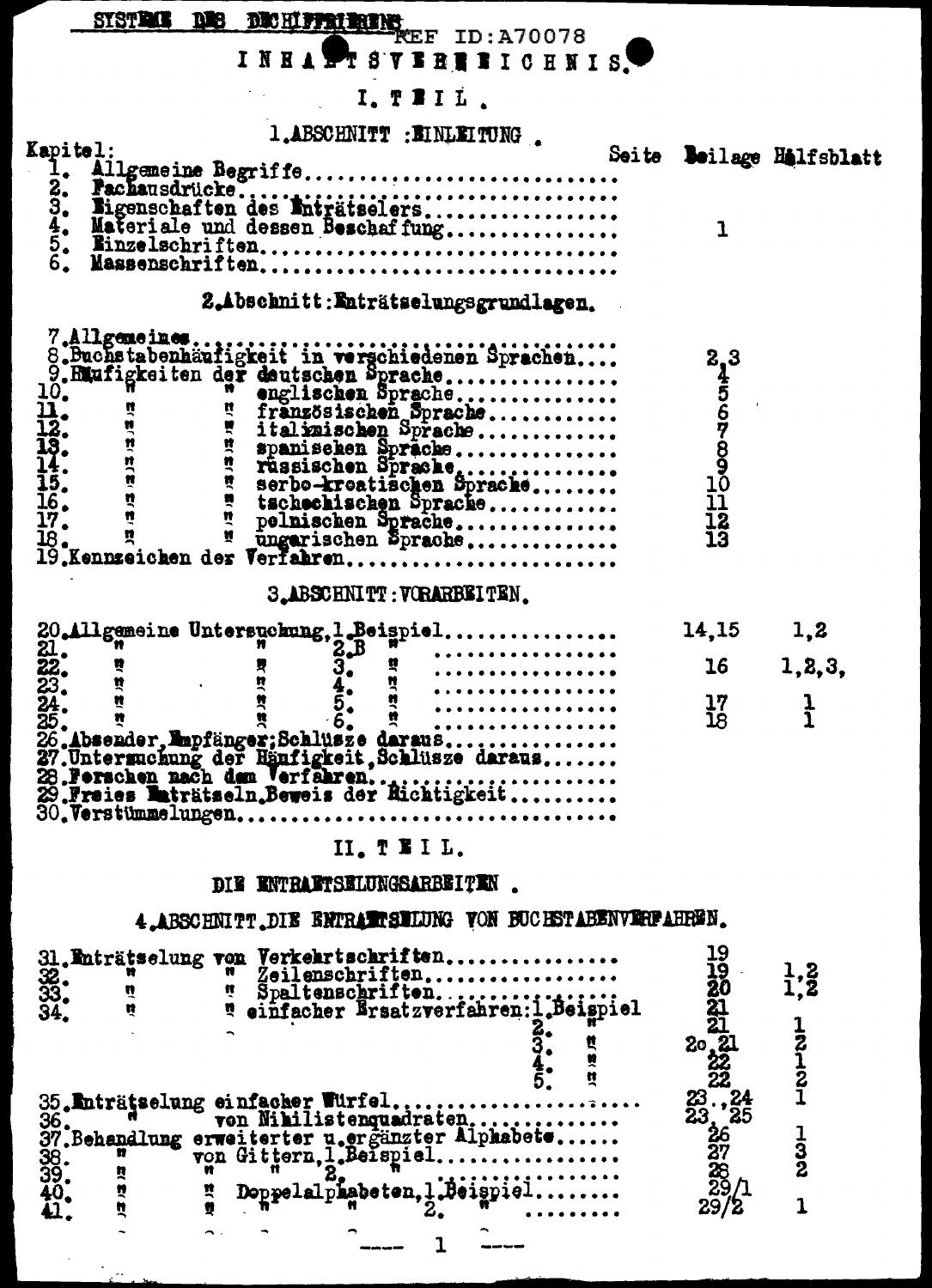SYSTEME DES DECHIFFRIERENS — REF ID:A70078

# INHALTSVERZEICHNIS.

## I. TEIL.

### 1. ABSCHNITT: EINLEITUNG.

| Kapitel: | Seite | Beilage | Hilfsblatt |
|---|---|---|---|
| 1. Allgemeine Begriffe | | | |
| 2. Fachausdrücke | | | |
| 3. Eigenschaften des Enträtselers | | | |
| 4. Materiale und dessen Beschaffung | | 1 | |
| 5. Einzelschriften | | | |
| 6. Massenschriften | | | |

### 2. Abschnitt: Enträtselungsgrundlagen.

| Kapitel | Seite | Beilage | Hilfsblatt |
|---|---|---|---|
| 7. Allgemeines | | | |
| 8. Buchstabenhäufigkeit in verschiedenen Sprachen | | 2,3 | |
| 9. Häufigkeiten der deutschen Sprache | | 4 | |
| 10. " " englischen Sprache | | 5 | |
| 11. " " französischen Sprache | | 6 | |
| 12. " " italienischen Sprache | | 7 | |
| 13. " " spanischen Sprache | | 8 | |
| 14. " " russischen Sprache | | 9 | |
| 15. " " serbo-kroatischen Sprache | | 10 | |
| 16. " " tschechischen Sprache | | 11 | |
| 17. " " polnischen Sprache | | 12 | |
| 18. " " ungarischen Sprache | | 13 | |
| 19. Kennzeichen der Verfahren | | | |

### 3. ABSCHNITT: VORARBEITEN.

| Kapitel | Seite | Beilage | Hilfsblatt |
|---|---|---|---|
| 20. Allgemeine Untersuchung, 1. Beispiel | | 14,15 | 1,2 |
| 21. " " 2. B " | | | |
| 22. " " 3. " | | 16 | 1,2,3, |
| 23. " " 4. " | | | |
| 24. " " 5. " | | 17 | 1 |
| 25. " " 6. " | | 18 | 1 |
| 26. Absender, Empfänger; Schlüsze daraus | | | |
| 27. Untersuchung der Häufigkeit, Schlüsze daraus | | | |
| 28. Forschen nach dem Verfahren | | | |
| 29. Freies Enträtseln, Beweis der Richtigkeit | | | |
| 30. Verstümmelungen | | | |

## II. TEIL.

### DIE ENTRAETSELUNGSARBEITEN.

### 4. ABSCHNITT. DIE ENTRAETSELUNG VON BUCHSTABENVERFAHREN.

| Kapitel | Seite | Beilage | Hilfsblatt |
|---|---|---|---|
| 31. Enträtselung von Verkehrtschriften | | 19 | |
| 32. " " Zeilenschriften | | 19 | 1,2 |
| 33. " " Spaltenschriften | | 20 | 1,2 |
| 34. " " einfacher Ersatzverfahren: 1. Beispiel | | 21 | 1 |
| 2. " | | 21 | 2 |
| 3. " | | 20,21 | 1 |
| 4. " | | 22 | 2 |
| 5. " | | 22 | 1 |
| 35. Enträtselung einfacher Würfel | | 23.,24 | |
| 36. " von Nihilistenquadraten | | 23, 25 | 1 |
| 37. Behandlung erweiterter u. ergänzter Alphabete | | 26 | 3 |
| 38. " von Gittern, 1. Beispiel | | 27 | 2 |
| 39. " " " 2. " | | 28 | |
| 40. " " Doppelalphabeten, 1. Beispiel | | 29/1 | |
| 41. " " " 2. " | | 29/2 | 1 |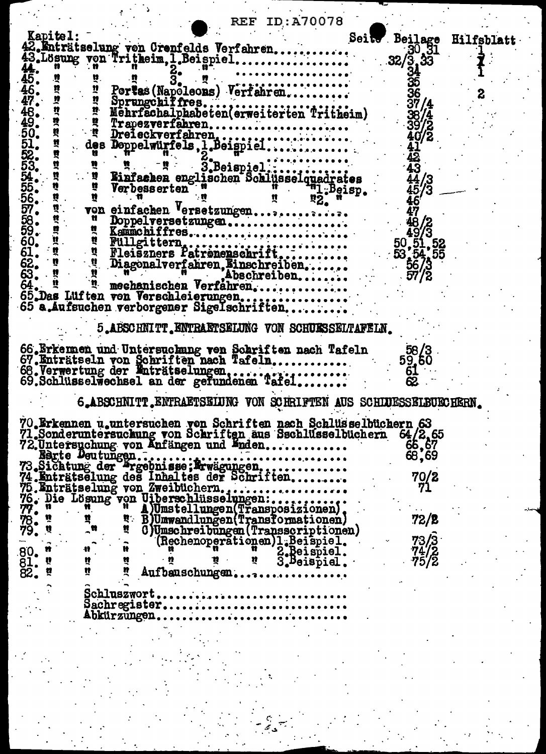| Kapitel: | Seite | Beilage | Hilfsblatt |
|---|---|---|---|
| 42. Enträtselung von Crenfelds Verfahren............ | | 30,31 | 1 |
| 43. Lösung von Tritheim, 1. Beispiel............... | | 32/3,33 | 1 |
| 44. " " " 2. " ............... | | 34 | 1 |
| 45. " " " 3. " ............... | | 35 | |
| 46. " " Portas (Napoleons) Verfahren.......... | | 36 | 2 |
| 47. " " Sprungchiffres.............................. | | 37/4 | |
| 48. " " Mehrfachalphabeten (erweiterten Tritheim) | | 38/4 | |
| 49. " " Trapezverfahren...................... | | 39/2 | |
| 50. " " Dreieckverfahren........................ | | 40/2 | |
| 51. " des Doppelwürfels, 1. Beispiel............. | | 41 | |
| 52. " " " 2. " ............. | | 42 | |
| 53. " " " 3. Beispiel............. | | 43 | |
| 54. " " Einfachen englischen Schlüsselquadrates | | 44/3 | |
| 55. " " Verbesserten " " " 1. Beisp. | | 45/3 | |
| 56. " " " " " " 2. " | | 46 | |
| 57. " von einfachen Versetzungen............... | | 47 | |
| 58. " " Doppelversetzungen...................... | | 48/2 | |
| 59. " " Kammchiffres.............................. | | 49/3 | |
| 60. " " Füllgittern.............................. | | 50,51,52 | |
| 61. " " Fleisżners Patronenschrift.............. | | 53,54,55 | |
| 62. " " Diagonalverfahren, Einschreiben......... | | 56/3 | |
| 63. " " " , Abschreiben......... | | 57/2 | |
| 64. " " mechanischen Verfahren.................. | | | |
| 65. Das Lüften von Verschleierungen................ | | | |
| 65 a. Aufsuchen verborgener Sigelschriften.......... | | | |

## 5. ABSCHNITT. ENTRAETSELUNG VON SCHUESSELTAFELN.

| | Seite | Beilage | Hilfsblatt |
|---|---|---|---|
| 66. Erkennen und Untersuchung von Schriften nach Tafeln | | 58/3 | |
| 67. Enträtseln von Schriften nach Tafeln............ | | 59,60 | |
| 68. Verwertung der Enträtselungen.................... | | 61 | |
| 69. Schlüsselwechsel an der gefundenen Tafel........ | | 62 | |

## 6. ABSCHNITT. ENTRAETSELUNG VON SCHRIFTEN AUS SCHLUESSELBUECHERN.

| | Seite | Beilage | Hilfsblatt |
|---|---|---|---|
| 70. Erkennen u. untersuchen von Schriften nach Schlüsselbüchern | | 63 | |
| 71. Sonderuntersuchung von Schriften aus Sschlüsselbüchern | | 64/2,65 | |
| 72. Untersuchung von Anfängen und Enden............ | | 66,67 | |
| Harte Deutungen.............................................. | | 68,69 | |
| 73. Sichtung der Ergebnisse; Erwägungen............. | | | |
| 74. Enträtselung des Inhaltes der Schriften......... | | 70/2 | |
| 75. Enträtselung von Zweibüchern.................... | | 71 | |
| 76. Die Lösung von Uiberschlüsselungen:............. | | | |
| 77. " " " " A) Umstellungen (Transposizionen) | | | |
| 78. " " " B) Umwandlungen (Transformationen) | | 72/2 | |
| 79. " " " C) Umschreibungen (Transscriptionen) (Rechenoperationen) 1. Beispiel. | | 73/3 | |
| 80. " " " " " 2. Beispiel. | | 74/2 | |
| 81. " " " " " 3. Beispiel. | | 75/2 | |
| 82. " " " Aufbauschungen................ | | | |

Schluszwort...........................

Sachregister...........................

Abkürzungen...........................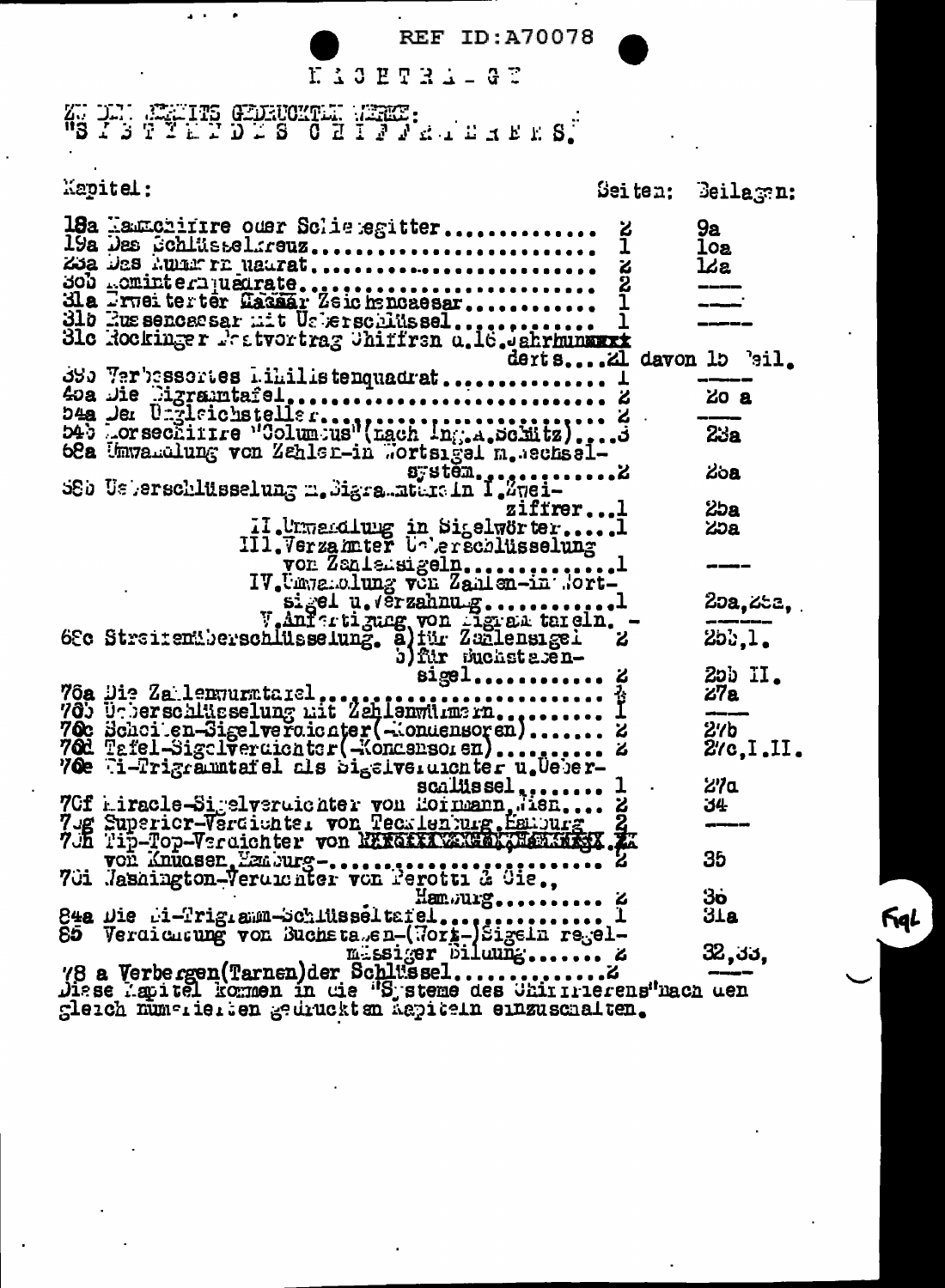REF ID:A70078

# N A C H T R A G

ZU DEM BEREITS GEDRUCKTEN WERKE:
"S Y S T E M E  D E S  C H I F F R I E R E N S."

| Kapitel: | Seiten: | Beilagen: |
|---|---|---|
| 18a Raumchiffre oder Schiebegitter | 2 | 9a |
| 19a Das Schlüsselkreuz | 1 | 10a |
| 23a Das Nummernquadrat | 2 | 12a |
| 30b Kominternquadrate | 2 | ---- |
| 31a Erweiterter Caesar Zeichencaesar | 1 | ---- |
| 31b Russencaesar mit Ueberschlüssel | 1 | ---- |
| 31c Hockinger Wortvortrag Chiffren d.16.Jahrhunderts | 21 davon 15 Teil. | |
| 39a Verbessertes Nihilistenquadrat | 1 | ---- |
| 40a Die Digrammtafel | 2 | 20 a |
| 54a Der Ungleichsteller | 2 | ---- |
| 54b Vorsechiffre "Columbus"(nach Ing.A.Schmitz) | 3 | 23a |
| 68a Umwandlung von Zahlen-in Wortsigel m.Wechselsystem | 2 | 25a |
| 68b Ueberschlüsselung m.Digrammtafeln I.Zweiziffer | 1 | 25a |
| II.Umwandlung in Sigelwörter | 1 | 25a |
| III.Verzahnter Ueberschlüsselung von Zahlensigeln | 1 | ---- |
| IV.Umwandlung von Zahlen-in Wortsigel u.Verzahnung | 1 | 25a,25a, |
| V.Anfertigung von Digrammtafeln. - | | ---- |
| 68c Streifenüberschlüsselung. a)für Zahlensigel | 2 | 25b,I. |
| b)für Buchstabensigel | 2 | 25b II. |
| 76a Die Zahlenwurmtafel | 4 | 27a |
| 76b Ueberschlüsselung mit Zahlenwürmern | 1 | ---- |
| 76c Scheiben-Sigelverdichter(-Kondensoren) | 2 | 27b |
| 76d Tafel-Sigelverdichter(-Kondensoren) | 2 | 27c,I.II. |
| 76e Di-Trigrammtafel als Sigelverdichter u.Ueberschlüssel | 1 | 27d |
| 76f Miracle-Sigelverdichter von Hofmann,Wien | 2 | 34 |
| 76g Superior-Verdichter von Tecklenburg,Hamburg | 2 | ---- |
| 76h Tip-Top-Verdichter von Knauser,Hamburg | 2 | 35 |
| 76i Washington-Verdichter von Perotti & Cie., Hamburg | 2 | 36 |
| 84a Die Di-Trigramm-Schlüsseltafel | 1 | 31a |
| 85 Verdichtung von Buchstaben-(Wort-)Sigeln regelmässiger Bildung | 2 | 32,33, |
| 78 a Verbergen(Tarnen)der Schlüssel | 2 | ---- |

Diese Kapitel kommen in die "Systeme des Chiffrierens"nach den gleich numerierten gedruckten Kapiteln einzuschalten.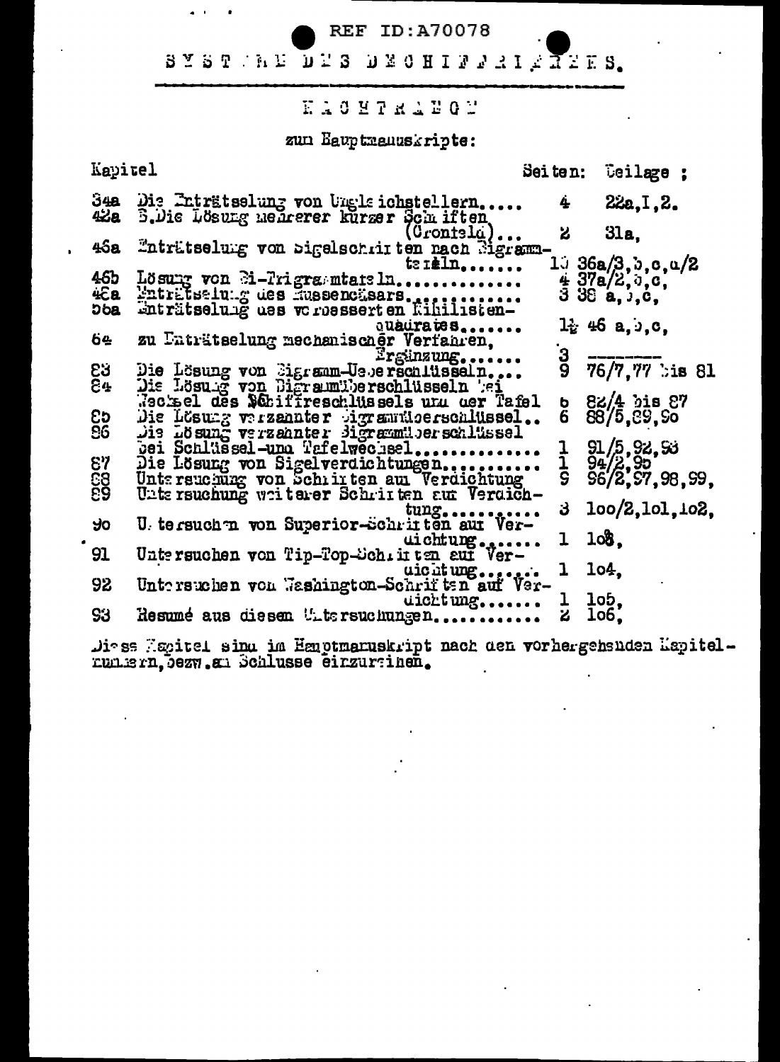REF ID:A70078

# SYSTEME DES DECHIFFRIERENS.

## NACHTRAEGE

zum Hauptmanuskripte:

| Kapitel | | Seiten: | Beilage ; |
|---|---|---|---|
| 34a | Die Enträtselung von Ungleichstellern..... | 4 | 22a,I,2. |
| 42a | 5.Die Lösung mehrerer kurzer Schriften (Cronteld)... | 2 | 31a, |
| 46a | Enträtselung von Sigelschriften nach Bigrammtafeln........ | 10 | 36a/3,b,c,d/2 |
| 46b | Lösung von Bi-Trigrammtafeln.............. | 4 | 37a/2,b,c, |
| 48a | Enträtselung des Russencäsars............. | 3 | 38 a,b,c, |
| 56a | Enträtselung des verbesserten Nihilisten-quadrates....... | 1½ | 46 a,b,c, |
| 64 | zu Enträtselung mechanischer Verfahren, Ergänzung....... | 3 | -------- |
| 83 | Die Lösung von Bigramm-Ueberschlüsseln.... | 9 | 76/7,77 bis 81 |
| 84 | Die Lösung von Bigrammüberschlüsseln bei Wechsel des Schiffreschlüssels und der Tafel | 6 | 82/4 bis 87 |
| 85 | Die Lösung verzahnter Bigrammüberschlüssel.. | 6 | 88/5,89,90 |
| 86 | Die Lösung verzahnter Bigrammüberschlüssel bei Schlüssel-und Tafelwechsel.............. | 1 | 91/5,92,93 |
| 87 | Die Lösung von Sigelverdichtungen........... | 1 | 94/2,95 |
| 88 | Untersuchung von Schriften auf Verdichtung | 9 | 96/2,97,98,99, |
| 89 | Untersuchung weiterer Schriften auf Verdichtung........... | 3 | 100/2,101,102, |
| 90 | Untersuchen von Superior-Schriften auf Verdichtung....... | 1 | 103, |
| 91 | Untersuchen von Tip-Top-Schriften auf Verdichtung....... | 1 | 104, |
| 92 | Untersuchen von Washington-Schriften auf Verdichtung....... | 1 | 105, |
| 93 | Resumé aus diesen Untersuchungen............ | 2 | 106, |

Diese Kapitel sind im Hauptmanuskript nach den vorhergehenden Kapitelnummern, bezw. am Schlusse einzureihen.